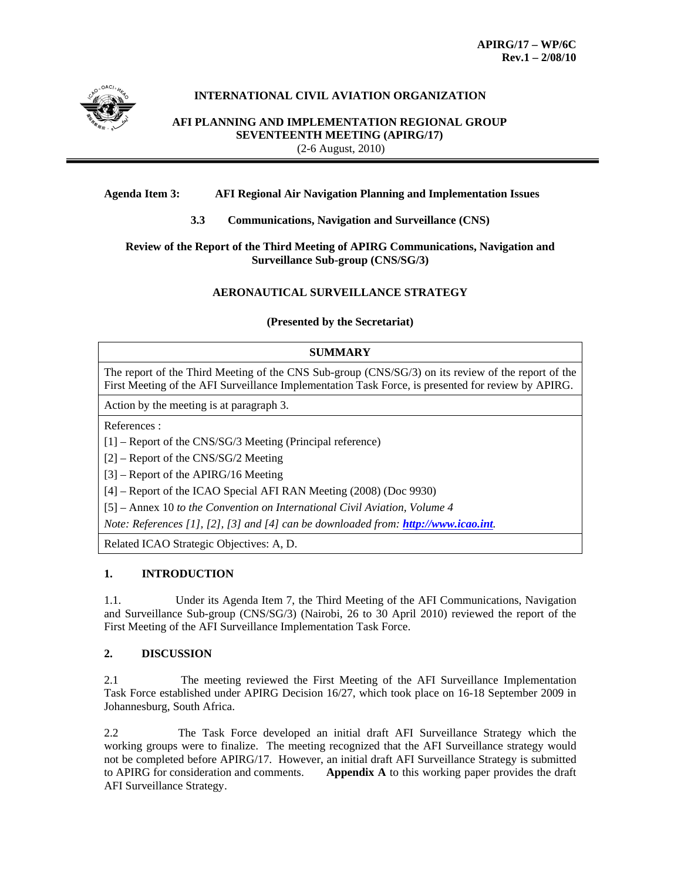**APIRG/17 – WP/6C**
**Rev.1 – 2/08/10**

**INTERNATIONAL CIVIL AVIATION ORGANIZATION**

**AFI PLANNING AND IMPLEMENTATION REGIONAL GROUP**
**SEVENTEENTH MEETING (APIRG/17)**
(2-6 August, 2010)

**Agenda Item 3: AFI Regional Air Navigation Planning and Implementation Issues**

**3.3 Communications, Navigation and Surveillance (CNS)**

**Review of the Report of the Third Meeting of APIRG Communications, Navigation and Surveillance Sub-group (CNS/SG/3)**

**AERONAUTICAL SURVEILLANCE STRATEGY**

**(Presented by the Secretariat)**

| **SUMMARY** |
| --- |
| The report of the Third Meeting of the CNS Sub-group (CNS/SG/3) on its review of the report of the First Meeting of the AFI Surveillance Implementation Task Force, is presented for review by APIRG. |
| Action by the meeting is at paragraph 3. |
| References :<br>[1] – Report of the CNS/SG/3 Meeting (Principal reference)<br>[2] – Report of the CNS/SG/2 Meeting<br>[3] – Report of the APIRG/16 Meeting<br>[4] – Report of the ICAO Special AFI RAN Meeting (2008) (Doc 9930)<br>[5] – Annex 10 *to the Convention on International Civil Aviation, Volume 4*<br>*Note: References [1], [2], [3] and [4] can be downloaded from: **http://www.icao.int**.* |
| Related ICAO Strategic Objectives: A, D. |

## 1. INTRODUCTION

1.1. Under its Agenda Item 7, the Third Meeting of the AFI Communications, Navigation and Surveillance Sub-group (CNS/SG/3) (Nairobi, 26 to 30 April 2010) reviewed the report of the First Meeting of the AFI Surveillance Implementation Task Force.

## 2. DISCUSSION

2.1 The meeting reviewed the First Meeting of the AFI Surveillance Implementation Task Force established under APIRG Decision 16/27, which took place on 16-18 September 2009 in Johannesburg, South Africa.

2.2 The Task Force developed an initial draft AFI Surveillance Strategy which the working groups were to finalize. The meeting recognized that the AFI Surveillance strategy would not be completed before APIRG/17. However, an initial draft AFI Surveillance Strategy is submitted to APIRG for consideration and comments. **Appendix A** to this working paper provides the draft AFI Surveillance Strategy.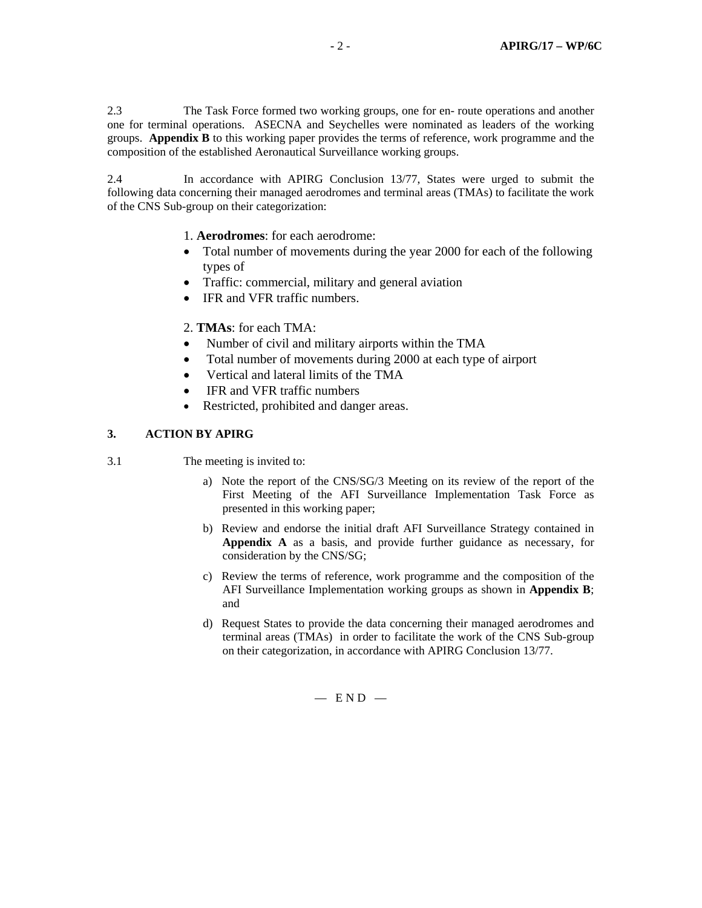2.3 The Task Force formed two working groups, one for en- route operations and another one for terminal operations. ASECNA and Seychelles were nominated as leaders of the working groups. **Appendix B** to this working paper provides the terms of reference, work programme and the composition of the established Aeronautical Surveillance working groups.

2.4 In accordance with APIRG Conclusion 13/77, States were urged to submit the following data concerning their managed aerodromes and terminal areas (TMAs) to facilitate the work of the CNS Sub-group on their categorization:

1. **Aerodromes**: for each aerodrome:

- Total number of movements during the year 2000 for each of the following types of
- Traffic: commercial, military and general aviation
- IFR and VFR traffic numbers.

2. **TMAs**: for each TMA:

- Number of civil and military airports within the TMA
- Total number of movements during 2000 at each type of airport
- Vertical and lateral limits of the TMA
- IFR and VFR traffic numbers
- Restricted, prohibited and danger areas.

## 3. ACTION BY APIRG

3.1 The meeting is invited to:

a) Note the report of the CNS/SG/3 Meeting on its review of the report of the First Meeting of the AFI Surveillance Implementation Task Force as presented in this working paper;

b) Review and endorse the initial draft AFI Surveillance Strategy contained in **Appendix A** as a basis, and provide further guidance as necessary, for consideration by the CNS/SG;

c) Review the terms of reference, work programme and the composition of the AFI Surveillance Implementation working groups as shown in **Appendix B**; and

d) Request States to provide the data concerning their managed aerodromes and terminal areas (TMAs) in order to facilitate the work of the CNS Sub-group on their categorization, in accordance with APIRG Conclusion 13/77.

— E N D —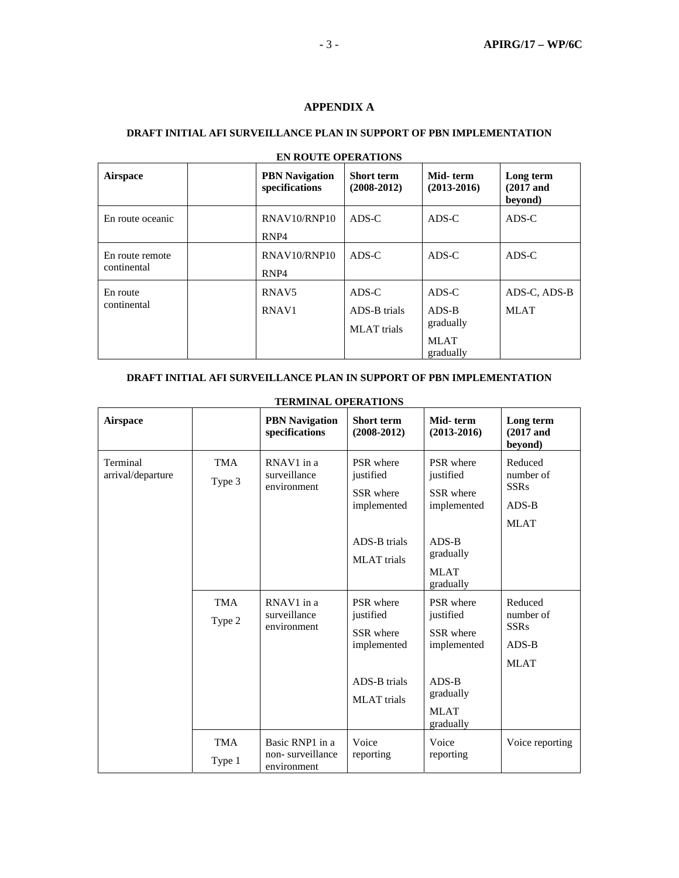# APPENDIX A

## DRAFT INITIAL AFI SURVEILLANCE PLAN IN SUPPORT OF PBN IMPLEMENTATION

### EN ROUTE OPERATIONS

| Airspace | | PBN Navigation specifications | Short term (2008-2012) | Mid- term (2013-2016) | Long term (2017 and beyond) |
|---|---|---|---|---|---|
| En route oceanic | | RNAV10/RNP10<br>RNP4 | ADS-C | ADS-C | ADS-C |
| En route remote continental | | RNAV10/RNP10<br>RNP4 | ADS-C | ADS-C | ADS-C |
| En route continental | | RNAV5<br>RNAV1 | ADS-C<br>ADS-B trials<br>MLAT trials | ADS-C<br>ADS-B gradually<br>MLAT gradually | ADS-C, ADS-B<br>MLAT |

## DRAFT INITIAL AFI SURVEILLANCE PLAN IN SUPPORT OF PBN IMPLEMENTATION

### TERMINAL OPERATIONS

| Airspace | | PBN Navigation specifications | Short term (2008-2012) | Mid- term (2013-2016) | Long term (2017 and beyond) |
|---|---|---|---|---|---|
| Terminal arrival/departure | TMA Type 3 | RNAV1 in a surveillance environment | PSR where justified<br>SSR where implemented<br>ADS-B trials<br>MLAT trials | PSR where justified<br>SSR where implemented<br>ADS-B gradually<br>MLAT gradually | Reduced number of SSRs<br>ADS-B<br>MLAT |
| | TMA Type 2 | RNAV1 in a surveillance environment | PSR where justified<br>SSR where implemented<br>ADS-B trials<br>MLAT trials | PSR where justified<br>SSR where implemented<br>ADS-B gradually<br>MLAT gradually | Reduced number of SSRs<br>ADS-B<br>MLAT |
| | TMA Type 1 | Basic RNP1 in a non- surveillance environment | Voice reporting | Voice reporting | Voice reporting |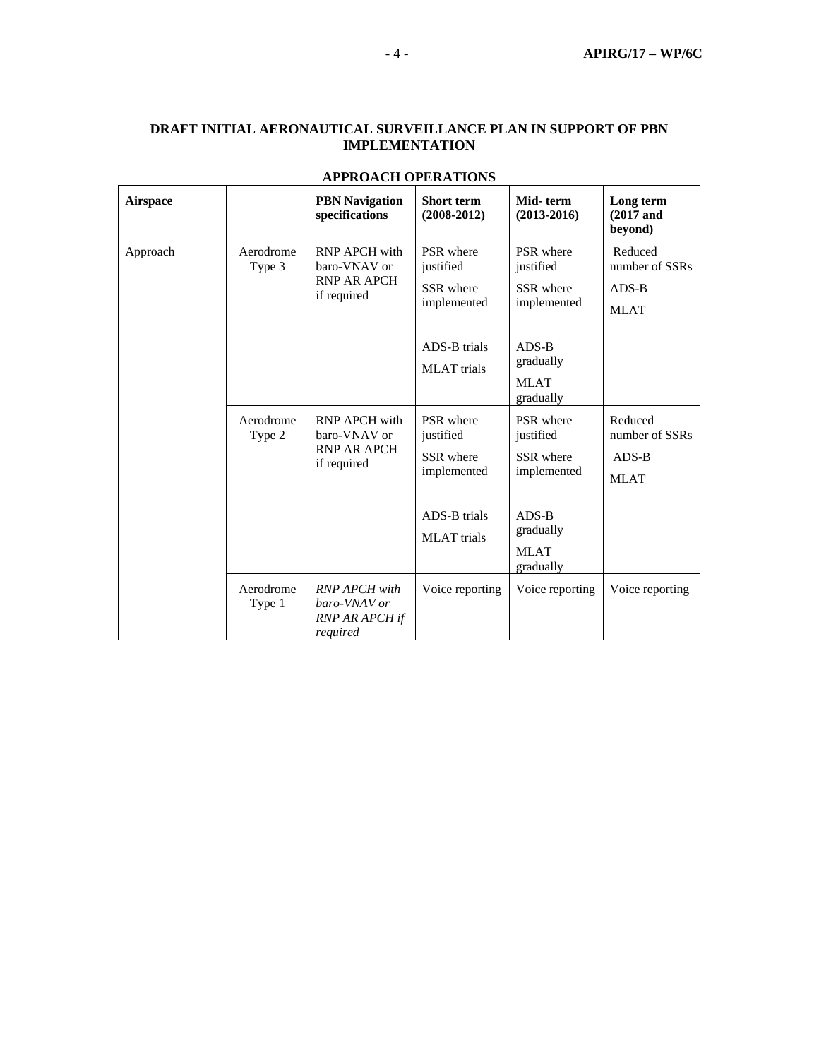**DRAFT INITIAL AERONAUTICAL SURVEILLANCE PLAN IN SUPPORT OF PBN IMPLEMENTATION**

**APPROACH OPERATIONS**

| **Airspace** | | **PBN Navigation specifications** | **Short term (2008-2012)** | **Mid- term (2013-2016)** | **Long term (2017 and beyond)** |
|---|---|---|---|---|---|
| Approach | Aerodrome Type 3 | RNP APCH with baro-VNAV or RNP AR APCH if required | PSR where justified<br>SSR where implemented<br><br>ADS-B trials<br>MLAT trials | PSR where justified<br>SSR where implemented<br><br>ADS-B gradually<br>MLAT gradually | Reduced number of SSRs<br>ADS-B<br>MLAT |
| | Aerodrome Type 2 | RNP APCH with baro-VNAV or RNP AR APCH if required | PSR where justified<br>SSR where implemented<br><br>ADS-B trials<br>MLAT trials | PSR where justified<br>SSR where implemented<br><br>ADS-B gradually<br>MLAT gradually | Reduced number of SSRs<br>ADS-B<br>MLAT |
| | Aerodrome Type 1 | *RNP APCH with baro-VNAV or RNP AR APCH if required* | Voice reporting | Voice reporting | Voice reporting |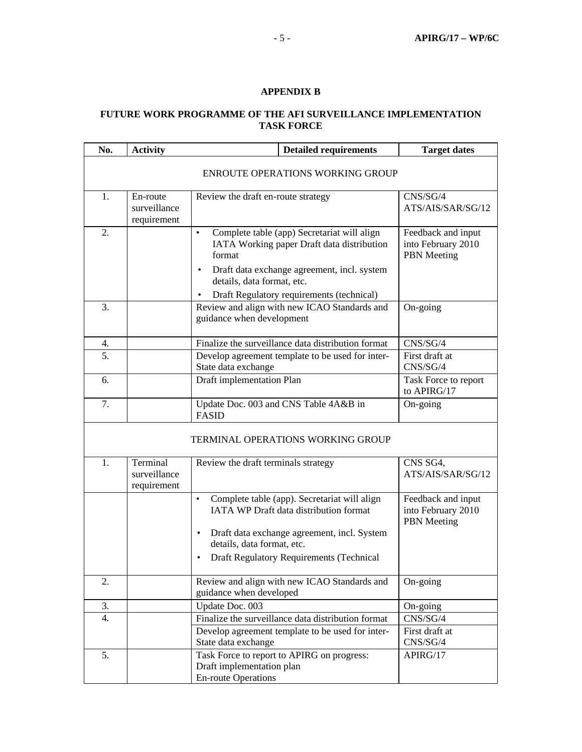**APPENDIX B**

**FUTURE WORK PROGRAMME OF THE AFI SURVEILLANCE IMPLEMENTATION TASK FORCE**

| No. | Activity | Detailed requirements | Target dates |
|---|---|---|---|
| ENROUTE OPERATIONS WORKING GROUP | | | |
| 1. | En-route surveillance requirement | Review the draft en-route strategy | CNS/SG/4<br>ATS/AIS/SAR/SG/12 |
| 2. | | • Complete table (app) Secretariat will align IATA Working paper Draft data distribution format<br>• Draft data exchange agreement, incl. system details, data format, etc.<br>• Draft Regulatory requirements (technical) | Feedback and input into February 2010 PBN Meeting |
| 3. | | Review and align with new ICAO Standards and guidance when development | On-going |
| 4. | | Finalize the surveillance data distribution format | CNS/SG/4 |
| 5. | | Develop agreement template to be used for inter-State data exchange | First draft at CNS/SG/4 |
| 6. | | Draft implementation Plan | Task Force to report to APIRG/17 |
| 7. | | Update Doc. 003 and CNS Table 4A&B in FASID | On-going |
| TERMINAL OPERATIONS WORKING GROUP | | | |
| 1. | Terminal surveillance requirement | Review the draft terminals strategy | CNS SG4,<br>ATS/AIS/SAR/SG/12 |
| | | • Complete table (app). Secretariat will align IATA WP Draft data distribution format<br>• Draft data exchange agreement, incl. System details, data format, etc.<br>• Draft Regulatory Requirements (Technical | Feedback and input into February 2010 PBN Meeting |
| 2. | | Review and align with new ICAO Standards and guidance when developed | On-going |
| 3. | | Update Doc. 003 | On-going |
| 4. | | Finalize the surveillance data distribution format | CNS/SG/4 |
| | | Develop agreement template to be used for inter-State data exchange | First draft at CNS/SG/4 |
| 5. | | Task Force to report to APIRG on progress:<br>Draft implementation plan<br>En-route Operations | APIRG/17 |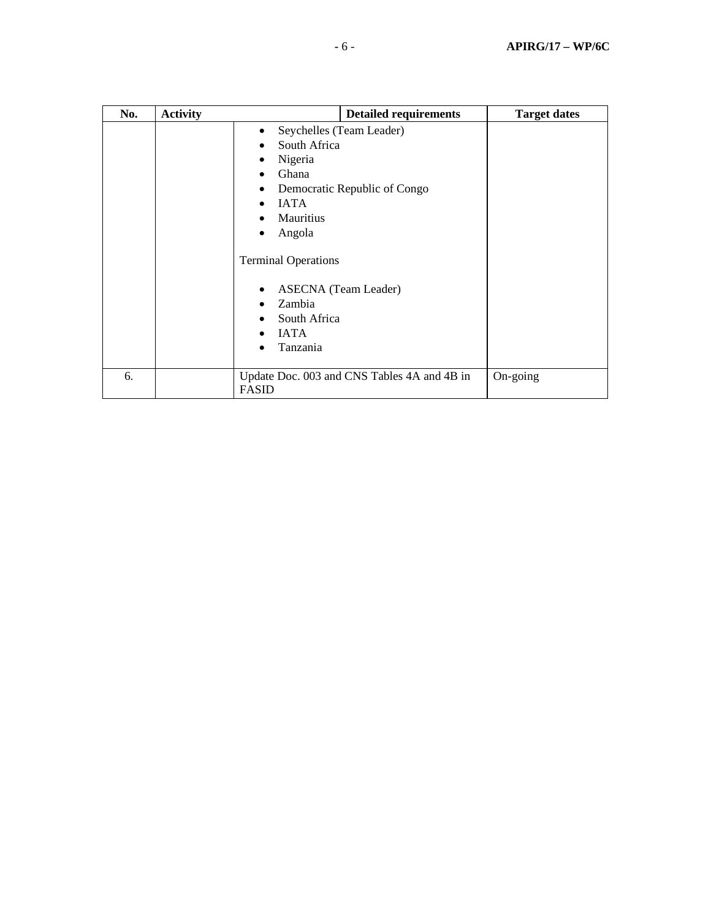| No. | Activity | Detailed requirements | Target dates |
|---|---|---|---|
| | | • Seychelles (Team Leader)<br>• South Africa<br>• Nigeria<br>• Ghana<br>• Democratic Republic of Congo<br>• IATA<br>• Mauritius<br>• Angola<br><br>Terminal Operations<br><br>• ASECNA (Team Leader)<br>• Zambia<br>• South Africa<br>• IATA<br>• Tanzania | |
| 6. | | Update Doc. 003 and CNS Tables 4A and 4B in FASID | On-going |